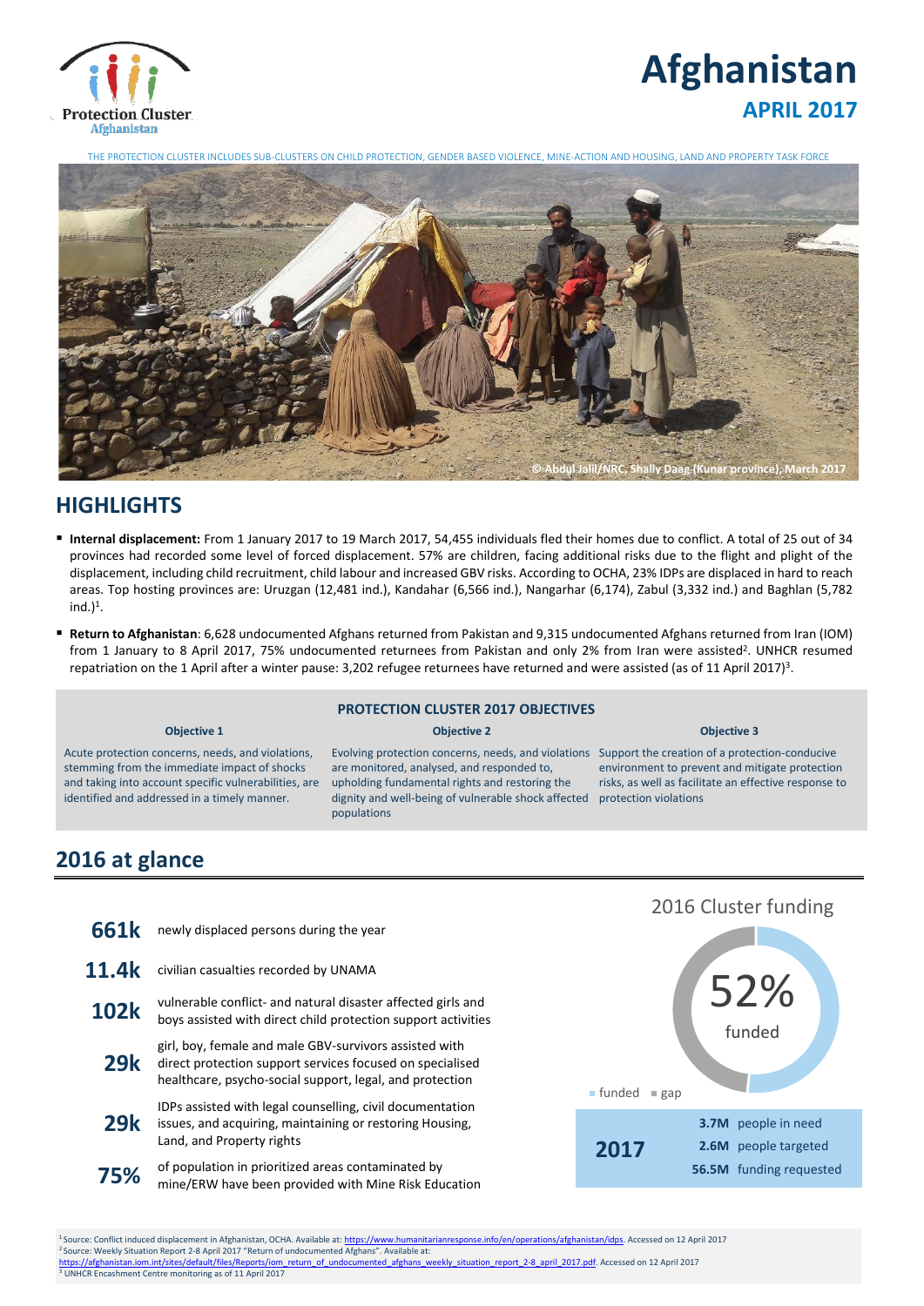Protection Cluster Afghanistan

# Afghanistan

## APRIL 2017

THE PROTECTION CLUSTER INCLUDES SUB-CLUSTERS ON CHILD PROTECTION, GENDER BASED VIOLENCE, MINE-ACTION AND HOUSING, LAND AND PROPERTY TASK FORCE

© Abdul Jalil/NRC, Shally Daag (Kunar province), March 2017

## HIGHLIGHTS

- **Internal displacement:** From 1 January 2017 to 19 March 2017, 54,455 individuals fled their homes due to conflict. A total of 25 out of 34 provinces had recorded some level of forced displacement. 57% are children, facing additional risks due to the flight and plight of the displacement, including child recruitment, child labour and increased GBV risks. According to OCHA, 23% IDPs are displaced in hard to reach areas. Top hosting provinces are: Uruzgan (12,481 ind.), Kandahar (6,566 ind.), Nangarhar (6,174), Zabul (3,332 ind.) and Baghlan (5,782 ind.)[1].
- **Return to Afghanistan**: 6,628 undocumented Afghans returned from Pakistan and 9,315 undocumented Afghans returned from Iran (IOM) from 1 January to 8 April 2017, 75% undocumented returnees from Pakistan and only 2% from Iran were assisted[2]. UNHCR resumed repatriation on the 1 April after a winter pause: 3,202 refugee returnees have returned and were assisted (as of 11 April 2017)[3].

### PROTECTION CLUSTER 2017 OBJECTIVES

| Objective 1 | Objective 2 | Objective 3 |
|---|---|---|
| Acute protection concerns, needs, and violations, stemming from the immediate impact of shocks and taking into account specific vulnerabilities, are identified and addressed in a timely manner. | Evolving protection concerns, needs, and violations are monitored, analysed, and responded to, upholding fundamental rights and restoring the dignity and well-being of vulnerable shock affected populations | Support the creation of a protection-conducive environment to prevent and mitigate protection risks, as well as facilitate an effective response to protection violations |

## 2016 at glance

| | |
|---|---|
| **661k** | newly displaced persons during the year |
| **11.4k** | civilian casualties recorded by UNAMA |
| **102k** | vulnerable conflict- and natural disaster affected girls and boys assisted with direct child protection support activities |
| **29k** | girl, boy, female and male GBV-survivors assisted with direct protection support services focused on specialised healthcare, psycho-social support, legal, and protection |
| **29k** | IDPs assisted with legal counselling, civil documentation issues, and acquiring, maintaining or restoring Housing, Land, and Property rights |
| **75%** | of population in prioritized areas contaminated by mine/ERW have been provided with Mine Risk Education |

2016 Cluster funding

52% funded

■ funded ■ gap

| **2017** | |
|---|---|
| **3.7M** | people in need |
| **2.6M** | people targeted |
| **56.5M** | funding requested |

[1] Source: Conflict induced displacement in Afghanistan, OCHA. Available at: https://www.humanitarianresponse.info/en/operations/afghanistan/idps. Accessed on 12 April 2017

[2] Source: Weekly Situation Report 2-8 April 2017 "Return of undocumented Afghans". Available at: https://afghanistan.iom.int/sites/default/files/Reports/iom_return_of_undocumented_afghans_weekly_situation_report_2-8_april_2017.pdf. Accessed on 12 April 2017

[3] UNHCR Encashment Centre monitoring as of 11 April 2017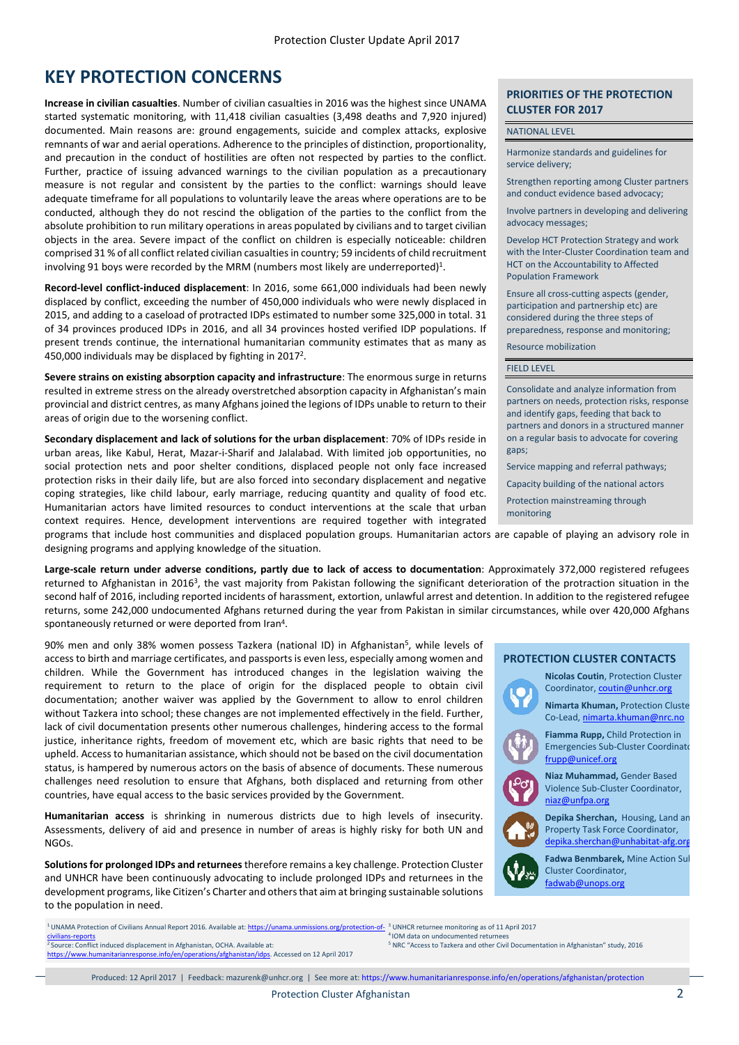# KEY PROTECTION CONCERNS

**Increase in civilian casualties**. Number of civilian casualties in 2016 was the highest since UNAMA started systematic monitoring, with 11,418 civilian casualties (3,498 deaths and 7,920 injured) documented. Main reasons are: ground engagements, suicide and complex attacks, explosive remnants of war and aerial operations. Adherence to the principles of distinction, proportionality, and precaution in the conduct of hostilities are often not respected by parties to the conflict. Further, practice of issuing advanced warnings to the civilian population as a precautionary measure is not regular and consistent by the parties to the conflict: warnings should leave adequate timeframe for all populations to voluntarily leave the areas where operations are to be conducted, although they do not rescind the obligation of the parties to the conflict from the absolute prohibition to run military operations in areas populated by civilians and to target civilian objects in the area. Severe impact of the conflict on children is especially noticeable: children comprised 31 % of all conflict related civilian casualties in country; 59 incidents of child recruitment involving 91 boys were recorded by the MRM (numbers most likely are underreported)[1].

**Record-level conflict-induced displacement**: In 2016, some 661,000 individuals had been newly displaced by conflict, exceeding the number of 450,000 individuals who were newly displaced in 2015, and adding to a caseload of protracted IDPs estimated to number some 325,000 in total. 31 of 34 provinces produced IDPs in 2016, and all 34 provinces hosted verified IDP populations. If present trends continue, the international humanitarian community estimates that as many as 450,000 individuals may be displaced by fighting in 2017[2].

**Severe strains on existing absorption capacity and infrastructure**: The enormous surge in returns resulted in extreme stress on the already overstretched absorption capacity in Afghanistan's main provincial and district centres, as many Afghans joined the legions of IDPs unable to return to their areas of origin due to the worsening conflict.

**Secondary displacement and lack of solutions for the urban displacement**: 70% of IDPs reside in urban areas, like Kabul, Herat, Mazar-i-Sharif and Jalalabad. With limited job opportunities, no social protection nets and poor shelter conditions, displaced people not only face increased protection risks in their daily life, but are also forced into secondary displacement and negative coping strategies, like child labour, early marriage, reducing quantity and quality of food etc. Humanitarian actors have limited resources to conduct interventions at the scale that urban context requires. Hence, development interventions are required together with integrated programs that include host communities and displaced population groups. Humanitarian actors are capable of playing an advisory role in designing programs and applying knowledge of the situation.

**Large-scale return under adverse conditions, partly due to lack of access to documentation**: Approximately 372,000 registered refugees returned to Afghanistan in 2016[3], the vast majority from Pakistan following the significant deterioration of the protraction situation in the second half of 2016, including reported incidents of harassment, extortion, unlawful arrest and detention. In addition to the registered refugee returns, some 242,000 undocumented Afghans returned during the year from Pakistan in similar circumstances, while over 420,000 Afghans spontaneously returned or were deported from Iran[4].

90% men and only 38% women possess Tazkera (national ID) in Afghanistan[5], while levels of access to birth and marriage certificates, and passports is even less, especially among women and children. While the Government has introduced changes in the legislation waiving the requirement to return to the place of origin for the displaced people to obtain civil documentation; another waiver was applied by the Government to allow to enrol children without Tazkera into school; these changes are not implemented effectively in the field. Further, lack of civil documentation presents other numerous challenges, hindering access to the formal justice, inheritance rights, freedom of movement etc, which are basic rights that need to be upheld. Access to humanitarian assistance, which should not be based on the civil documentation status, is hampered by numerous actors on the basis of absence of documents. These numerous challenges need resolution to ensure that Afghans, both displaced and returning from other countries, have equal access to the basic services provided by the Government.

**Humanitarian access** is shrinking in numerous districts due to high levels of insecurity. Assessments, delivery of aid and presence in number of areas is highly risky for both UN and NGOs.

**Solutions for prolonged IDPs and returnees** therefore remains a key challenge. Protection Cluster and UNHCR have been continuously advocating to include prolonged IDPs and returnees in the development programs, like Citizen's Charter and others that aim at bringing sustainable solutions to the population in need.

## PRIORITIES OF THE PROTECTION CLUSTER FOR 2017

### NATIONAL LEVEL

- Harmonize standards and guidelines for service delivery;
- Strengthen reporting among Cluster partners and conduct evidence based advocacy;
- Involve partners in developing and delivering advocacy messages;
- Develop HCT Protection Strategy and work with the Inter-Cluster Coordination team and HCT on the Accountability to Affected Population Framework
- Ensure all cross-cutting aspects (gender, participation and partnership etc) are considered during the three steps of preparedness, response and monitoring;
- Resource mobilization

### FIELD LEVEL

- Consolidate and analyze information from partners on needs, protection risks, response and identify gaps, feeding that back to partners and donors in a structured manner on a regular basis to advocate for covering gaps;
- Service mapping and referral pathways;
- Capacity building of the national actors
- Protection mainstreaming through monitoring

## PROTECTION CLUSTER CONTACTS

**Nicolas Coutin**, Protection Cluster Coordinator, coutin@unhcr.org

**Nimarta Khuman,** Protection Cluster Co-Lead, nimarta.khuman@nrc.no

**Fiamma Rupp,** Child Protection in Emergencies Sub-Cluster Coordinator, frupp@unicef.org

**Niaz Muhammad,** Gender Based Violence Sub-Cluster Coordinator, niaz@unfpa.org

**Depika Sherchan,** Housing, Land and Property Task Force Coordinator, depika.sherchan@unhabitat-afg.org

**Fadwa Benmbarek,** Mine Action Sub Cluster Coordinator, fadwab@unops.org

---

[1] UNAMA Protection of Civilians Annual Report 2016. Available at: https://unama.unmissions.org/protection-of-civilians-reports

[2] Source: Conflict induced displacement in Afghanistan, OCHA. Available at: https://www.humanitarianresponse.info/en/operations/afghanistan/idps. Accessed on 12 April 2017

[3] UNHCR returnee monitoring as of 11 April 2017

[4] IOM data on undocumented returnees

[5] NRC "Access to Tazkera and other Civil Documentation in Afghanistan" study, 2016

Produced: 12 April 2017 | Feedback: mazurenk@unhcr.org | See more at: https://www.humanitarianresponse.info/en/operations/afghanistan/protection